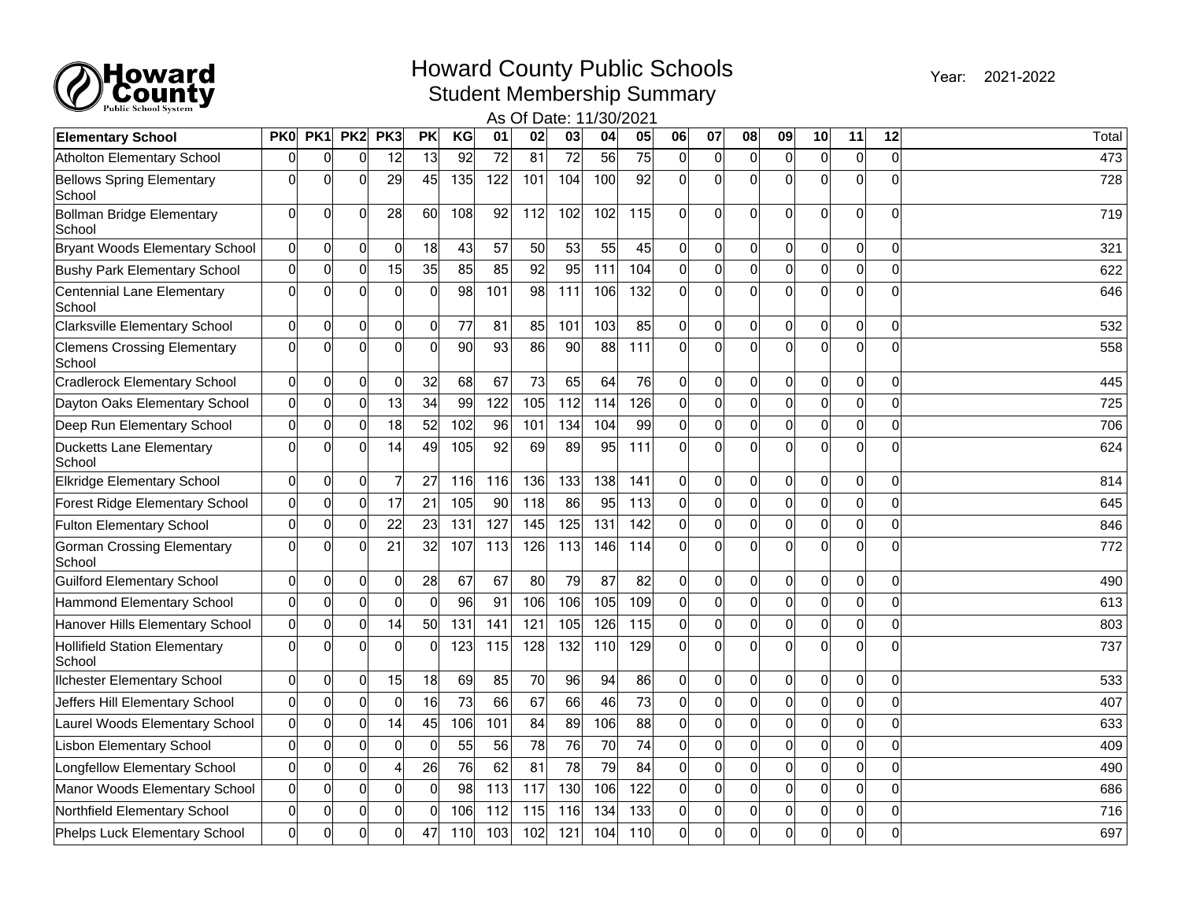# Howard County Public Schools

## Student Membership Summary

As Of Date: 11/30/2021

Year: 2021-2022

| Elementary School | PK0 | PK1 | PK2 | PK3 | PK | KG | 01 | 02 | 03 | 04 | 05 | 06 | 07 | 08 | 09 | 10 | 11 | 12 | Total |
|---|---|---|---|---|---|---|---|---|---|---|---|---|---|---|---|---|---|---|---|
| Atholton Elementary School | 0 | 0 | 0 | 12 | 13 | 92 | 72 | 81 | 72 | 56 | 75 | 0 | 0 | 0 | 0 | 0 | 0 | 0 | 473 |
| Bellows Spring Elementary School | 0 | 0 | 0 | 29 | 45 | 135 | 122 | 101 | 104 | 100 | 92 | 0 | 0 | 0 | 0 | 0 | 0 | 0 | 728 |
| Bollman Bridge Elementary School | 0 | 0 | 0 | 28 | 60 | 108 | 92 | 112 | 102 | 102 | 115 | 0 | 0 | 0 | 0 | 0 | 0 | 0 | 719 |
| Bryant Woods Elementary School | 0 | 0 | 0 | 0 | 18 | 43 | 57 | 50 | 53 | 55 | 45 | 0 | 0 | 0 | 0 | 0 | 0 | 0 | 321 |
| Bushy Park Elementary School | 0 | 0 | 0 | 15 | 35 | 85 | 85 | 92 | 95 | 111 | 104 | 0 | 0 | 0 | 0 | 0 | 0 | 0 | 622 |
| Centennial Lane Elementary School | 0 | 0 | 0 | 0 | 0 | 98 | 101 | 98 | 111 | 106 | 132 | 0 | 0 | 0 | 0 | 0 | 0 | 0 | 646 |
| Clarksville Elementary School | 0 | 0 | 0 | 0 | 0 | 77 | 81 | 85 | 101 | 103 | 85 | 0 | 0 | 0 | 0 | 0 | 0 | 0 | 532 |
| Clemens Crossing Elementary School | 0 | 0 | 0 | 0 | 0 | 90 | 93 | 86 | 90 | 88 | 111 | 0 | 0 | 0 | 0 | 0 | 0 | 0 | 558 |
| Cradlerock Elementary School | 0 | 0 | 0 | 0 | 32 | 68 | 67 | 73 | 65 | 64 | 76 | 0 | 0 | 0 | 0 | 0 | 0 | 0 | 445 |
| Dayton Oaks Elementary School | 0 | 0 | 0 | 13 | 34 | 99 | 122 | 105 | 112 | 114 | 126 | 0 | 0 | 0 | 0 | 0 | 0 | 0 | 725 |
| Deep Run Elementary School | 0 | 0 | 0 | 18 | 52 | 102 | 96 | 101 | 134 | 104 | 99 | 0 | 0 | 0 | 0 | 0 | 0 | 0 | 706 |
| Ducketts Lane Elementary School | 0 | 0 | 0 | 14 | 49 | 105 | 92 | 69 | 89 | 95 | 111 | 0 | 0 | 0 | 0 | 0 | 0 | 0 | 624 |
| Elkridge Elementary School | 0 | 0 | 0 | 7 | 27 | 116 | 116 | 136 | 133 | 138 | 141 | 0 | 0 | 0 | 0 | 0 | 0 | 0 | 814 |
| Forest Ridge Elementary School | 0 | 0 | 0 | 17 | 21 | 105 | 90 | 118 | 86 | 95 | 113 | 0 | 0 | 0 | 0 | 0 | 0 | 0 | 645 |
| Fulton Elementary School | 0 | 0 | 0 | 22 | 23 | 131 | 127 | 145 | 125 | 131 | 142 | 0 | 0 | 0 | 0 | 0 | 0 | 0 | 846 |
| Gorman Crossing Elementary School | 0 | 0 | 0 | 21 | 32 | 107 | 113 | 126 | 113 | 146 | 114 | 0 | 0 | 0 | 0 | 0 | 0 | 0 | 772 |
| Guilford Elementary School | 0 | 0 | 0 | 0 | 28 | 67 | 67 | 80 | 79 | 87 | 82 | 0 | 0 | 0 | 0 | 0 | 0 | 0 | 490 |
| Hammond Elementary School | 0 | 0 | 0 | 0 | 0 | 96 | 91 | 106 | 106 | 105 | 109 | 0 | 0 | 0 | 0 | 0 | 0 | 0 | 613 |
| Hanover Hills Elementary School | 0 | 0 | 0 | 14 | 50 | 131 | 141 | 121 | 105 | 126 | 115 | 0 | 0 | 0 | 0 | 0 | 0 | 0 | 803 |
| Hollifield Station Elementary School | 0 | 0 | 0 | 0 | 0 | 123 | 115 | 128 | 132 | 110 | 129 | 0 | 0 | 0 | 0 | 0 | 0 | 0 | 737 |
| Ilchester Elementary School | 0 | 0 | 0 | 15 | 18 | 69 | 85 | 70 | 96 | 94 | 86 | 0 | 0 | 0 | 0 | 0 | 0 | 0 | 533 |
| Jeffers Hill Elementary School | 0 | 0 | 0 | 0 | 16 | 73 | 66 | 67 | 66 | 46 | 73 | 0 | 0 | 0 | 0 | 0 | 0 | 0 | 407 |
| Laurel Woods Elementary School | 0 | 0 | 0 | 14 | 45 | 106 | 101 | 84 | 89 | 106 | 88 | 0 | 0 | 0 | 0 | 0 | 0 | 0 | 633 |
| Lisbon Elementary School | 0 | 0 | 0 | 0 | 0 | 55 | 56 | 78 | 76 | 70 | 74 | 0 | 0 | 0 | 0 | 0 | 0 | 0 | 409 |
| Longfellow Elementary School | 0 | 0 | 0 | 4 | 26 | 76 | 62 | 81 | 78 | 79 | 84 | 0 | 0 | 0 | 0 | 0 | 0 | 0 | 490 |
| Manor Woods Elementary School | 0 | 0 | 0 | 0 | 0 | 98 | 113 | 117 | 130 | 106 | 122 | 0 | 0 | 0 | 0 | 0 | 0 | 0 | 686 |
| Northfield Elementary School | 0 | 0 | 0 | 0 | 0 | 106 | 112 | 115 | 116 | 134 | 133 | 0 | 0 | 0 | 0 | 0 | 0 | 0 | 716 |
| Phelps Luck Elementary School | 0 | 0 | 0 | 0 | 47 | 110 | 103 | 102 | 121 | 104 | 110 | 0 | 0 | 0 | 0 | 0 | 0 | 0 | 697 |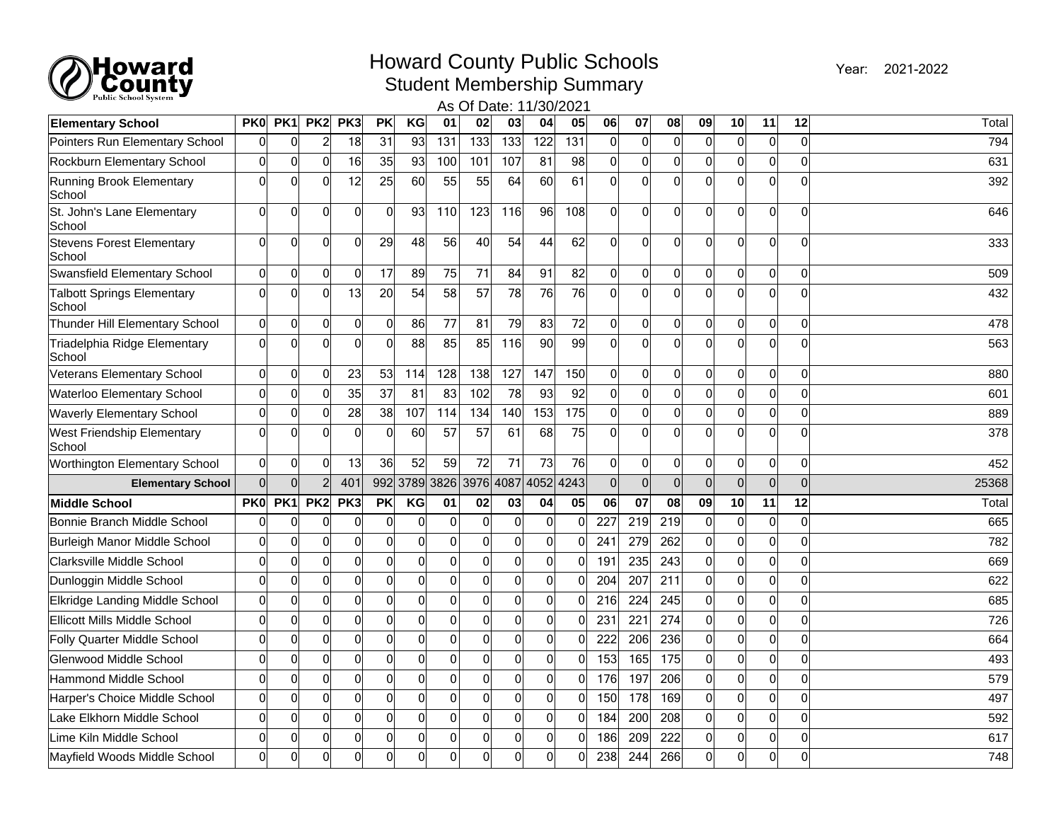# Howard County Public Schools

## Student Membership Summary

As Of Date: 11/30/2021

Year: 2021-2022

| Elementary School | PK0 | PK1 | PK2 | PK3 | PK | KG | 01 | 02 | 03 | 04 | 05 | 06 | 07 | 08 | 09 | 10 | 11 | 12 | Total |
|---|---|---|---|---|---|---|---|---|---|---|---|---|---|---|---|---|---|---|---|
| Pointers Run Elementary School | 0 | 0 | 2 | 18 | 31 | 93 | 131 | 133 | 133 | 122 | 131 | 0 | 0 | 0 | 0 | 0 | 0 | 0 | 794 |
| Rockburn Elementary School | 0 | 0 | 0 | 16 | 35 | 93 | 100 | 101 | 107 | 81 | 98 | 0 | 0 | 0 | 0 | 0 | 0 | 0 | 631 |
| Running Brook Elementary School | 0 | 0 | 0 | 12 | 25 | 60 | 55 | 55 | 64 | 60 | 61 | 0 | 0 | 0 | 0 | 0 | 0 | 0 | 392 |
| St. John's Lane Elementary School | 0 | 0 | 0 | 0 | 0 | 93 | 110 | 123 | 116 | 96 | 108 | 0 | 0 | 0 | 0 | 0 | 0 | 0 | 646 |
| Stevens Forest Elementary School | 0 | 0 | 0 | 0 | 29 | 48 | 56 | 40 | 54 | 44 | 62 | 0 | 0 | 0 | 0 | 0 | 0 | 0 | 333 |
| Swansfield Elementary School | 0 | 0 | 0 | 0 | 17 | 89 | 75 | 71 | 84 | 91 | 82 | 0 | 0 | 0 | 0 | 0 | 0 | 0 | 509 |
| Talbott Springs Elementary School | 0 | 0 | 0 | 13 | 20 | 54 | 58 | 57 | 78 | 76 | 76 | 0 | 0 | 0 | 0 | 0 | 0 | 0 | 432 |
| Thunder Hill Elementary School | 0 | 0 | 0 | 0 | 0 | 86 | 77 | 81 | 79 | 83 | 72 | 0 | 0 | 0 | 0 | 0 | 0 | 0 | 478 |
| Triadelphia Ridge Elementary School | 0 | 0 | 0 | 0 | 0 | 88 | 85 | 85 | 116 | 90 | 99 | 0 | 0 | 0 | 0 | 0 | 0 | 0 | 563 |
| Veterans Elementary School | 0 | 0 | 0 | 23 | 53 | 114 | 128 | 138 | 127 | 147 | 150 | 0 | 0 | 0 | 0 | 0 | 0 | 0 | 880 |
| Waterloo Elementary School | 0 | 0 | 0 | 35 | 37 | 81 | 83 | 102 | 78 | 93 | 92 | 0 | 0 | 0 | 0 | 0 | 0 | 0 | 601 |
| Waverly Elementary School | 0 | 0 | 0 | 28 | 38 | 107 | 114 | 134 | 140 | 153 | 175 | 0 | 0 | 0 | 0 | 0 | 0 | 0 | 889 |
| West Friendship Elementary School | 0 | 0 | 0 | 0 | 0 | 60 | 57 | 57 | 61 | 68 | 75 | 0 | 0 | 0 | 0 | 0 | 0 | 0 | 378 |
| Worthington Elementary School | 0 | 0 | 0 | 13 | 36 | 52 | 59 | 72 | 71 | 73 | 76 | 0 | 0 | 0 | 0 | 0 | 0 | 0 | 452 |
| **Elementary School** | 0 | 0 | 2 | 401 | 992 | 3789 | 3826 | 3976 | 4087 | 4052 | 4243 | 0 | 0 | 0 | 0 | 0 | 0 | 0 | 25368 |

| Middle School | PK0 | PK1 | PK2 | PK3 | PK | KG | 01 | 02 | 03 | 04 | 05 | 06 | 07 | 08 | 09 | 10 | 11 | 12 | Total |
|---|---|---|---|---|---|---|---|---|---|---|---|---|---|---|---|---|---|---|---|
| Bonnie Branch Middle School | 0 | 0 | 0 | 0 | 0 | 0 | 0 | 0 | 0 | 0 | 0 | 227 | 219 | 219 | 0 | 0 | 0 | 0 | 665 |
| Burleigh Manor Middle School | 0 | 0 | 0 | 0 | 0 | 0 | 0 | 0 | 0 | 0 | 0 | 241 | 279 | 262 | 0 | 0 | 0 | 0 | 782 |
| Clarksville Middle School | 0 | 0 | 0 | 0 | 0 | 0 | 0 | 0 | 0 | 0 | 0 | 191 | 235 | 243 | 0 | 0 | 0 | 0 | 669 |
| Dunloggin Middle School | 0 | 0 | 0 | 0 | 0 | 0 | 0 | 0 | 0 | 0 | 0 | 204 | 207 | 211 | 0 | 0 | 0 | 0 | 622 |
| Elkridge Landing Middle School | 0 | 0 | 0 | 0 | 0 | 0 | 0 | 0 | 0 | 0 | 0 | 216 | 224 | 245 | 0 | 0 | 0 | 0 | 685 |
| Ellicott Mills Middle School | 0 | 0 | 0 | 0 | 0 | 0 | 0 | 0 | 0 | 0 | 0 | 231 | 221 | 274 | 0 | 0 | 0 | 0 | 726 |
| Folly Quarter Middle School | 0 | 0 | 0 | 0 | 0 | 0 | 0 | 0 | 0 | 0 | 0 | 222 | 206 | 236 | 0 | 0 | 0 | 0 | 664 |
| Glenwood Middle School | 0 | 0 | 0 | 0 | 0 | 0 | 0 | 0 | 0 | 0 | 0 | 153 | 165 | 175 | 0 | 0 | 0 | 0 | 493 |
| Hammond Middle School | 0 | 0 | 0 | 0 | 0 | 0 | 0 | 0 | 0 | 0 | 0 | 176 | 197 | 206 | 0 | 0 | 0 | 0 | 579 |
| Harper's Choice Middle School | 0 | 0 | 0 | 0 | 0 | 0 | 0 | 0 | 0 | 0 | 0 | 150 | 178 | 169 | 0 | 0 | 0 | 0 | 497 |
| Lake Elkhorn Middle School | 0 | 0 | 0 | 0 | 0 | 0 | 0 | 0 | 0 | 0 | 0 | 184 | 200 | 208 | 0 | 0 | 0 | 0 | 592 |
| Lime Kiln Middle School | 0 | 0 | 0 | 0 | 0 | 0 | 0 | 0 | 0 | 0 | 0 | 186 | 209 | 222 | 0 | 0 | 0 | 0 | 617 |
| Mayfield Woods Middle School | 0 | 0 | 0 | 0 | 0 | 0 | 0 | 0 | 0 | 0 | 0 | 238 | 244 | 266 | 0 | 0 | 0 | 0 | 748 |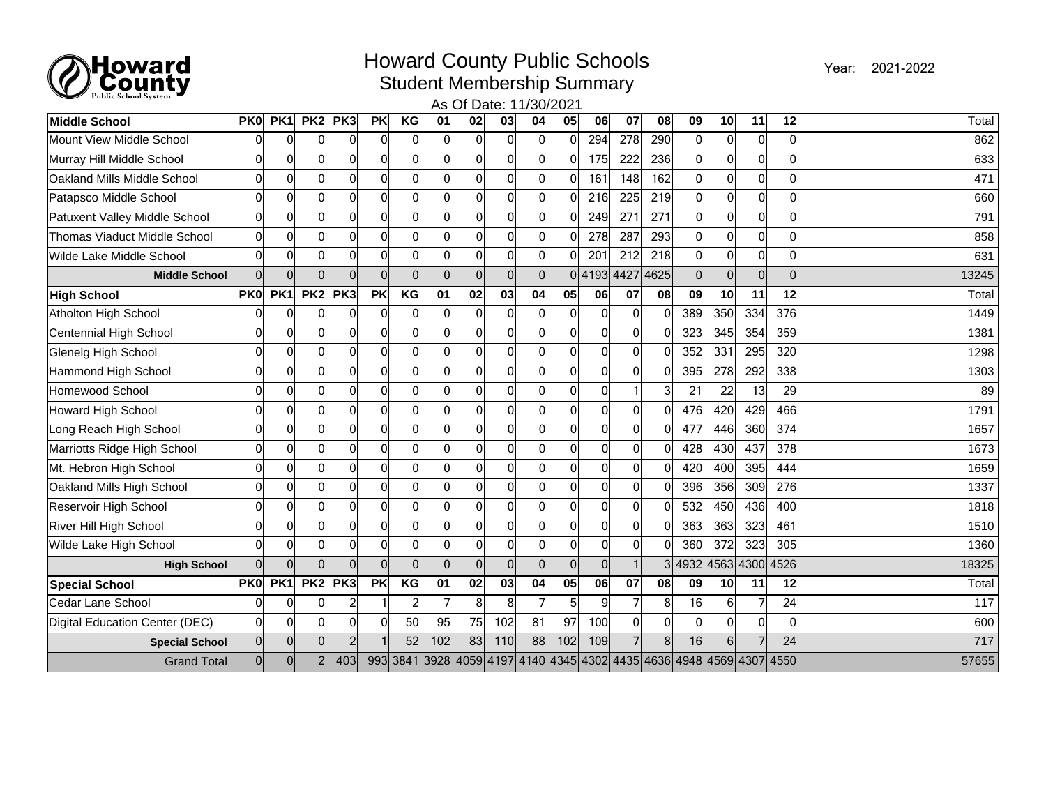# Howard County Public Schools

## Student Membership Summary

As Of Date: 11/30/2021

Year: 2021-2022

| Middle School | PK0 | PK1 | PK2 | PK3 | PK | KG | 01 | 02 | 03 | 04 | 05 | 06 | 07 | 08 | 09 | 10 | 11 | 12 | Total |
|---|---|---|---|---|---|---|---|---|---|---|---|---|---|---|---|---|---|---|---|
| Mount View Middle School | 0 | 0 | 0 | 0 | 0 | 0 | 0 | 0 | 0 | 0 | 0 | 294 | 278 | 290 | 0 | 0 | 0 | 0 | 862 |
| Murray Hill Middle School | 0 | 0 | 0 | 0 | 0 | 0 | 0 | 0 | 0 | 0 | 0 | 175 | 222 | 236 | 0 | 0 | 0 | 0 | 633 |
| Oakland Mills Middle School | 0 | 0 | 0 | 0 | 0 | 0 | 0 | 0 | 0 | 0 | 0 | 161 | 148 | 162 | 0 | 0 | 0 | 0 | 471 |
| Patapsco Middle School | 0 | 0 | 0 | 0 | 0 | 0 | 0 | 0 | 0 | 0 | 0 | 216 | 225 | 219 | 0 | 0 | 0 | 0 | 660 |
| Patuxent Valley Middle School | 0 | 0 | 0 | 0 | 0 | 0 | 0 | 0 | 0 | 0 | 0 | 249 | 271 | 271 | 0 | 0 | 0 | 0 | 791 |
| Thomas Viaduct Middle School | 0 | 0 | 0 | 0 | 0 | 0 | 0 | 0 | 0 | 0 | 0 | 278 | 287 | 293 | 0 | 0 | 0 | 0 | 858 |
| Wilde Lake Middle School | 0 | 0 | 0 | 0 | 0 | 0 | 0 | 0 | 0 | 0 | 0 | 201 | 212 | 218 | 0 | 0 | 0 | 0 | 631 |
| **Middle School** | 0 | 0 | 0 | 0 | 0 | 0 | 0 | 0 | 0 | 0 | 0 | 4193 | 4427 | 4625 | 0 | 0 | 0 | 0 | 13245 |
| **High School** | **PK0** | **PK1** | **PK2** | **PK3** | **PK** | **KG** | **01** | **02** | **03** | **04** | **05** | **06** | **07** | **08** | **09** | **10** | **11** | **12** | Total |
| Atholton High School | 0 | 0 | 0 | 0 | 0 | 0 | 0 | 0 | 0 | 0 | 0 | 0 | 0 | 0 | 389 | 350 | 334 | 376 | 1449 |
| Centennial High School | 0 | 0 | 0 | 0 | 0 | 0 | 0 | 0 | 0 | 0 | 0 | 0 | 0 | 0 | 323 | 345 | 354 | 359 | 1381 |
| Glenelg High School | 0 | 0 | 0 | 0 | 0 | 0 | 0 | 0 | 0 | 0 | 0 | 0 | 0 | 0 | 352 | 331 | 295 | 320 | 1298 |
| Hammond High School | 0 | 0 | 0 | 0 | 0 | 0 | 0 | 0 | 0 | 0 | 0 | 0 | 0 | 0 | 395 | 278 | 292 | 338 | 1303 |
| Homewood School | 0 | 0 | 0 | 0 | 0 | 0 | 0 | 0 | 0 | 0 | 0 | 0 | 1 | 3 | 21 | 22 | 13 | 29 | 89 |
| Howard High School | 0 | 0 | 0 | 0 | 0 | 0 | 0 | 0 | 0 | 0 | 0 | 0 | 0 | 0 | 476 | 420 | 429 | 466 | 1791 |
| Long Reach High School | 0 | 0 | 0 | 0 | 0 | 0 | 0 | 0 | 0 | 0 | 0 | 0 | 0 | 0 | 477 | 446 | 360 | 374 | 1657 |
| Marriotts Ridge High School | 0 | 0 | 0 | 0 | 0 | 0 | 0 | 0 | 0 | 0 | 0 | 0 | 0 | 0 | 428 | 430 | 437 | 378 | 1673 |
| Mt. Hebron High School | 0 | 0 | 0 | 0 | 0 | 0 | 0 | 0 | 0 | 0 | 0 | 0 | 0 | 0 | 420 | 400 | 395 | 444 | 1659 |
| Oakland Mills High School | 0 | 0 | 0 | 0 | 0 | 0 | 0 | 0 | 0 | 0 | 0 | 0 | 0 | 0 | 396 | 356 | 309 | 276 | 1337 |
| Reservoir High School | 0 | 0 | 0 | 0 | 0 | 0 | 0 | 0 | 0 | 0 | 0 | 0 | 0 | 0 | 532 | 450 | 436 | 400 | 1818 |
| River Hill High School | 0 | 0 | 0 | 0 | 0 | 0 | 0 | 0 | 0 | 0 | 0 | 0 | 0 | 0 | 363 | 363 | 323 | 461 | 1510 |
| Wilde Lake High School | 0 | 0 | 0 | 0 | 0 | 0 | 0 | 0 | 0 | 0 | 0 | 0 | 0 | 0 | 360 | 372 | 323 | 305 | 1360 |
| **High School** | 0 | 0 | 0 | 0 | 0 | 0 | 0 | 0 | 0 | 0 | 0 | 0 | 1 | 3 | 4932 | 4563 | 4300 | 4526 | 18325 |
| **Special School** | **PK0** | **PK1** | **PK2** | **PK3** | **PK** | **KG** | **01** | **02** | **03** | **04** | **05** | **06** | **07** | **08** | **09** | **10** | **11** | **12** | Total |
| Cedar Lane School | 0 | 0 | 0 | 2 | 1 | 2 | 7 | 8 | 8 | 7 | 5 | 9 | 7 | 8 | 16 | 6 | 7 | 24 | 117 |
| Digital Education Center (DEC) | 0 | 0 | 0 | 0 | 0 | 50 | 95 | 75 | 102 | 81 | 97 | 100 | 0 | 0 | 0 | 0 | 0 | 0 | 600 |
| **Special School** | 0 | 0 | 0 | 2 | 1 | 52 | 102 | 83 | 110 | 88 | 102 | 109 | 7 | 8 | 16 | 6 | 7 | 24 | 717 |
| Grand Total | 0 | 0 | 2 | 403 | 993 | 3841 | 3928 | 4059 | 4197 | 4140 | 4345 | 4302 | 4435 | 4636 | 4948 | 4569 | 4307 | 4550 | 57655 |